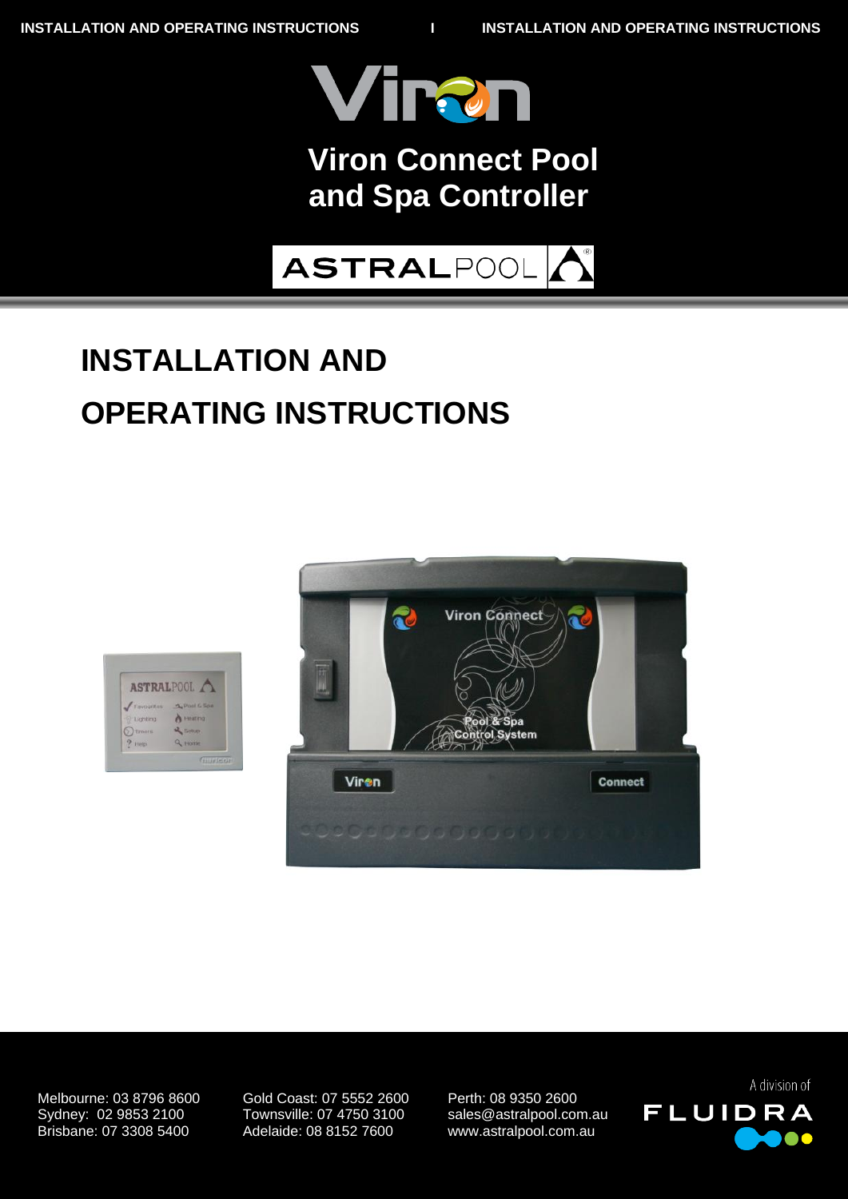# Viron Connect Pool and Spa Controller

ASTRALPOOL

# INSTALLATION AND OPERATING INSTRUCTIONS

Melbourne: 03 8796 8600
Sydney: 02 9853 2100
Brisbane: 07 3308 5400

Gold Coast: 07 5552 2600
Townsville: 07 4750 3100
Adelaide: 08 8152 7600

Perth: 08 9350 2600
sales@astralpool.com.au
www.astralpool.com.au

A division of FLUIDRA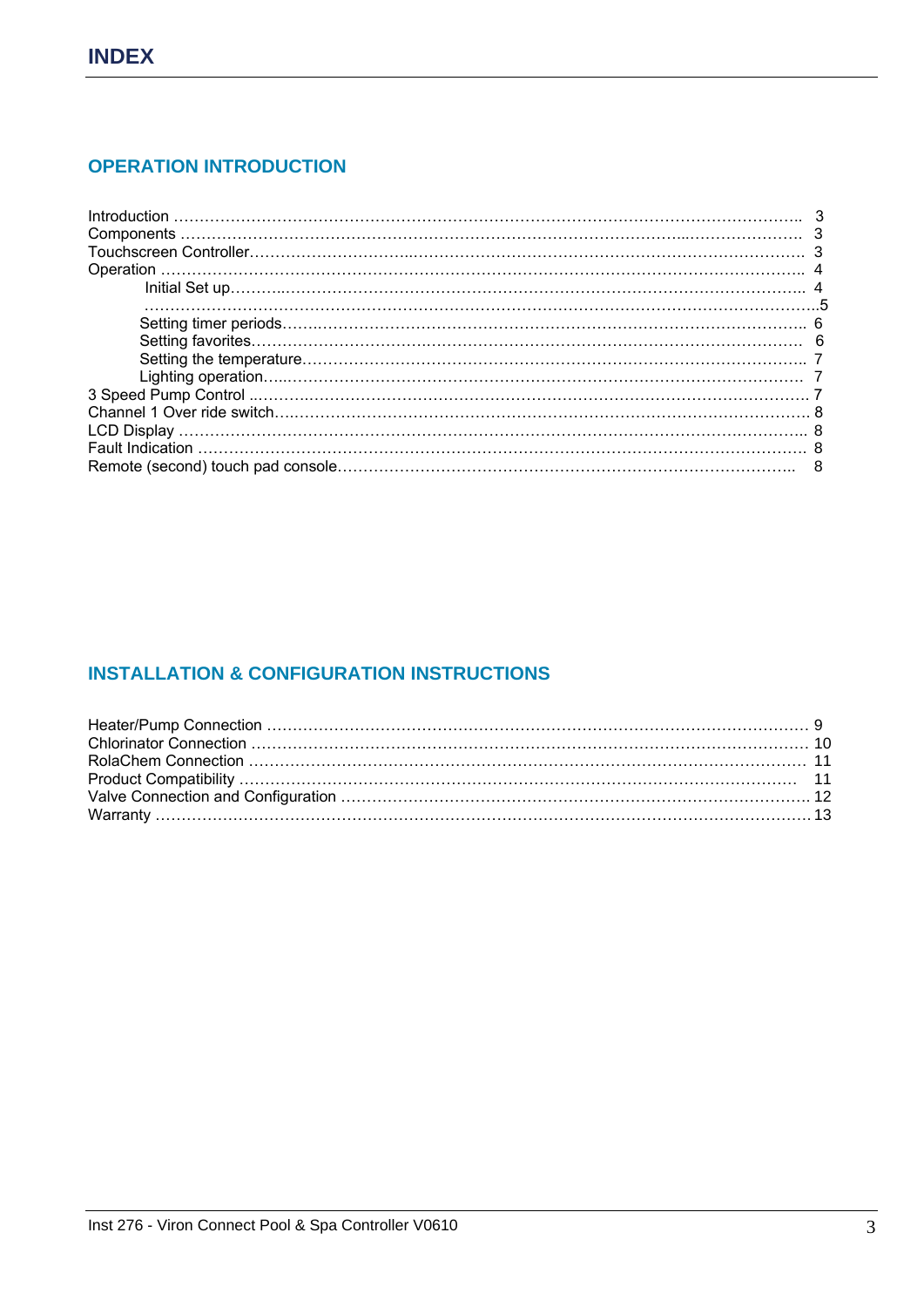# INDEX

## OPERATION INTRODUCTION

Introduction …………………………………………………………………………………………………….. 3
Components ……………………………………………………………………………………...………………. 3
Touchscreen Controller…………………………..……………………………………………………………. 3
Operation ………………………………………………………………………………………………………….. 4
Initial Set up……………………………………………………………………………………………………….. 4
……………………………………………………………………………………………………………………….5
Setting timer periods…………………………………………………………………………………………. 6
Setting favorites…………………………………………………………………………………………………. 6
Setting the temperature…………………………………………………………………………………….. 7
Lighting operation…..………………………………………………………………………………………… 7
3 Speed Pump Control ..………………………………………………………………………………………. 7
Channel 1 Over ride switch………………………………………………………………………………… 8
LCD Display ………………………………………………………………………………………………………. 8
Fault Indication ………………………………………………………………………………………………….. 8
Remote (second) touch pad console…………………………………………………………………….. 8

## INSTALLATION & CONFIGURATION INSTRUCTIONS

Heater/Pump Connection ……………………………………………………………………………………… 9
Chlorinator Connection …………………………………………………………………………………………. 10
RolaChem Connection ………………………………………………………………………………………… 11
Product Compatibility ………………………………………………………………………………………… 11
Valve Connection and Configuration ………………………………………………………………………. 12
Warranty …………………………………………………………………………………………………………… 13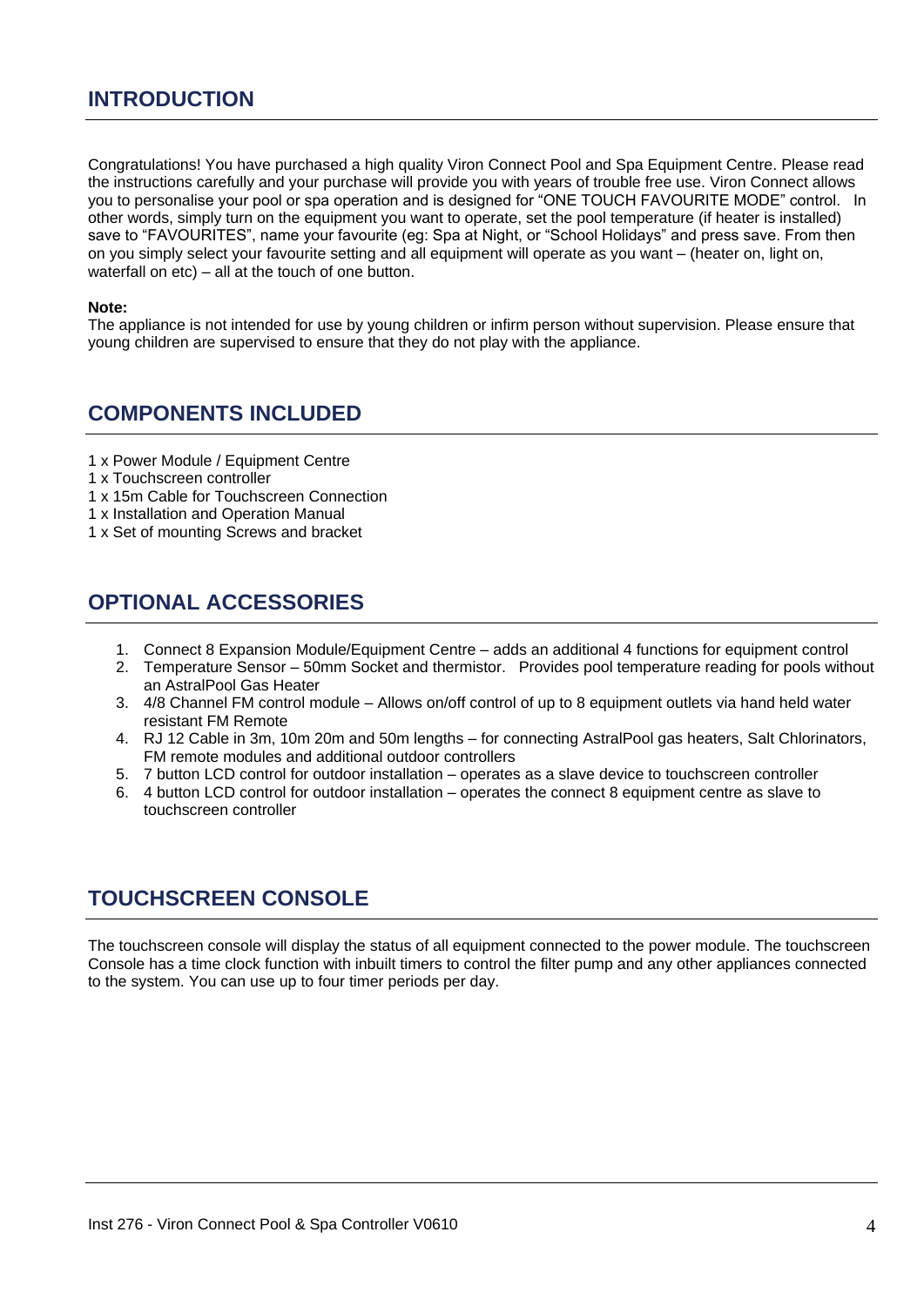## INTRODUCTION

Congratulations! You have purchased a high quality Viron Connect Pool and Spa Equipment Centre. Please read the instructions carefully and your purchase will provide you with years of trouble free use. Viron Connect allows you to personalise your pool or spa operation and is designed for "ONE TOUCH FAVOURITE MODE" control. In other words, simply turn on the equipment you want to operate, set the pool temperature (if heater is installed) save to "FAVOURITES", name your favourite (eg: Spa at Night, or "School Holidays" and press save. From then on you simply select your favourite setting and all equipment will operate as you want – (heater on, light on, waterfall on etc) – all at the touch of one button.

**Note:**
The appliance is not intended for use by young children or infirm person without supervision. Please ensure that young children are supervised to ensure that they do not play with the appliance.

## COMPONENTS INCLUDED

1 x Power Module / Equipment Centre
1 x Touchscreen controller
1 x 15m Cable for Touchscreen Connection
1 x Installation and Operation Manual
1 x Set of mounting Screws and bracket

## OPTIONAL ACCESSORIES

1. Connect 8 Expansion Module/Equipment Centre – adds an additional 4 functions for equipment control
2. Temperature Sensor – 50mm Socket and thermistor. Provides pool temperature reading for pools without an AstralPool Gas Heater
3. 4/8 Channel FM control module – Allows on/off control of up to 8 equipment outlets via hand held water resistant FM Remote
4. RJ 12 Cable in 3m, 10m 20m and 50m lengths – for connecting AstralPool gas heaters, Salt Chlorinators, FM remote modules and additional outdoor controllers
5. 7 button LCD control for outdoor installation – operates as a slave device to touchscreen controller
6. 4 button LCD control for outdoor installation – operates the connect 8 equipment centre as slave to touchscreen controller

## TOUCHSCREEN CONSOLE

The touchscreen console will display the status of all equipment connected to the power module. The touchscreen Console has a time clock function with inbuilt timers to control the filter pump and any other appliances connected to the system. You can use up to four timer periods per day.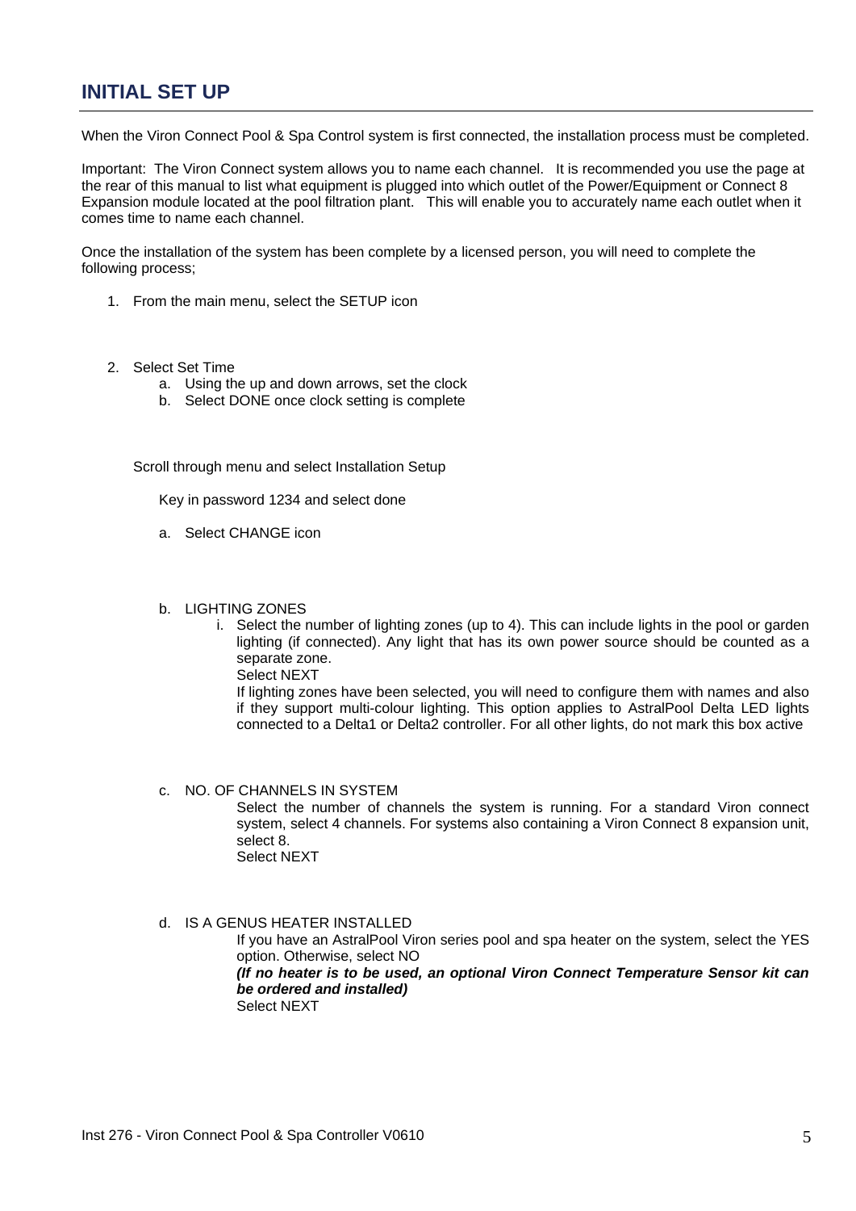# INITIAL SET UP

When the Viron Connect Pool & Spa Control system is first connected, the installation process must be completed.

Important: The Viron Connect system allows you to name each channel. It is recommended you use the page at the rear of this manual to list what equipment is plugged into which outlet of the Power/Equipment or Connect 8 Expansion module located at the pool filtration plant. This will enable you to accurately name each outlet when it comes time to name each channel.

Once the installation of the system has been complete by a licensed person, you will need to complete the following process;

1. From the main menu, select the SETUP icon

2. Select Set Time
   a. Using the up and down arrows, set the clock
   b. Select DONE once clock setting is complete

   Scroll through menu and select Installation Setup

   Key in password 1234 and select done

   a. Select CHANGE icon

   b. LIGHTING ZONES
      i. Select the number of lighting zones (up to 4). This can include lights in the pool or garden lighting (if connected). Any light that has its own power source should be counted as a separate zone.
         Select NEXT
         If lighting zones have been selected, you will need to configure them with names and also if they support multi-colour lighting. This option applies to AstralPool Delta LED lights connected to a Delta1 or Delta2 controller. For all other lights, do not mark this box active

   c. NO. OF CHANNELS IN SYSTEM
      Select the number of channels the system is running. For a standard Viron connect system, select 4 channels. For systems also containing a Viron Connect 8 expansion unit, select 8.
      Select NEXT

   d. IS A GENUS HEATER INSTALLED
      If you have an AstralPool Viron series pool and spa heater on the system, select the YES option. Otherwise, select NO
      ***(If no heater is to be used, an optional Viron Connect Temperature Sensor kit can be ordered and installed)***
      Select NEXT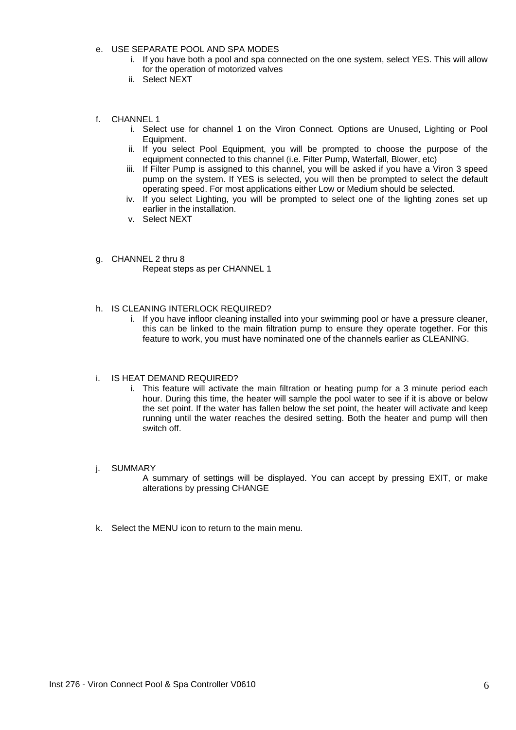e. USE SEPARATE POOL AND SPA MODES
    i. If you have both a pool and spa connected on the one system, select YES. This will allow for the operation of motorized valves
    ii. Select NEXT

f. CHANNEL 1
    i. Select use for channel 1 on the Viron Connect. Options are Unused, Lighting or Pool Equipment.
    ii. If you select Pool Equipment, you will be prompted to choose the purpose of the equipment connected to this channel (i.e. Filter Pump, Waterfall, Blower, etc)
    iii. If Filter Pump is assigned to this channel, you will be asked if you have a Viron 3 speed pump on the system. If YES is selected, you will then be prompted to select the default operating speed. For most applications either Low or Medium should be selected.
    iv. If you select Lighting, you will be prompted to select one of the lighting zones set up earlier in the installation.
    v. Select NEXT

g. CHANNEL 2 thru 8

    Repeat steps as per CHANNEL 1

h. IS CLEANING INTERLOCK REQUIRED?
    i. If you have infloor cleaning installed into your swimming pool or have a pressure cleaner, this can be linked to the main filtration pump to ensure they operate together. For this feature to work, you must have nominated one of the channels earlier as CLEANING.

i. IS HEAT DEMAND REQUIRED?
    i. This feature will activate the main filtration or heating pump for a 3 minute period each hour. During this time, the heater will sample the pool water to see if it is above or below the set point. If the water has fallen below the set point, the heater will activate and keep running until the water reaches the desired setting. Both the heater and pump will then switch off.

j. SUMMARY

    A summary of settings will be displayed. You can accept by pressing EXIT, or make alterations by pressing CHANGE

k. Select the MENU icon to return to the main menu.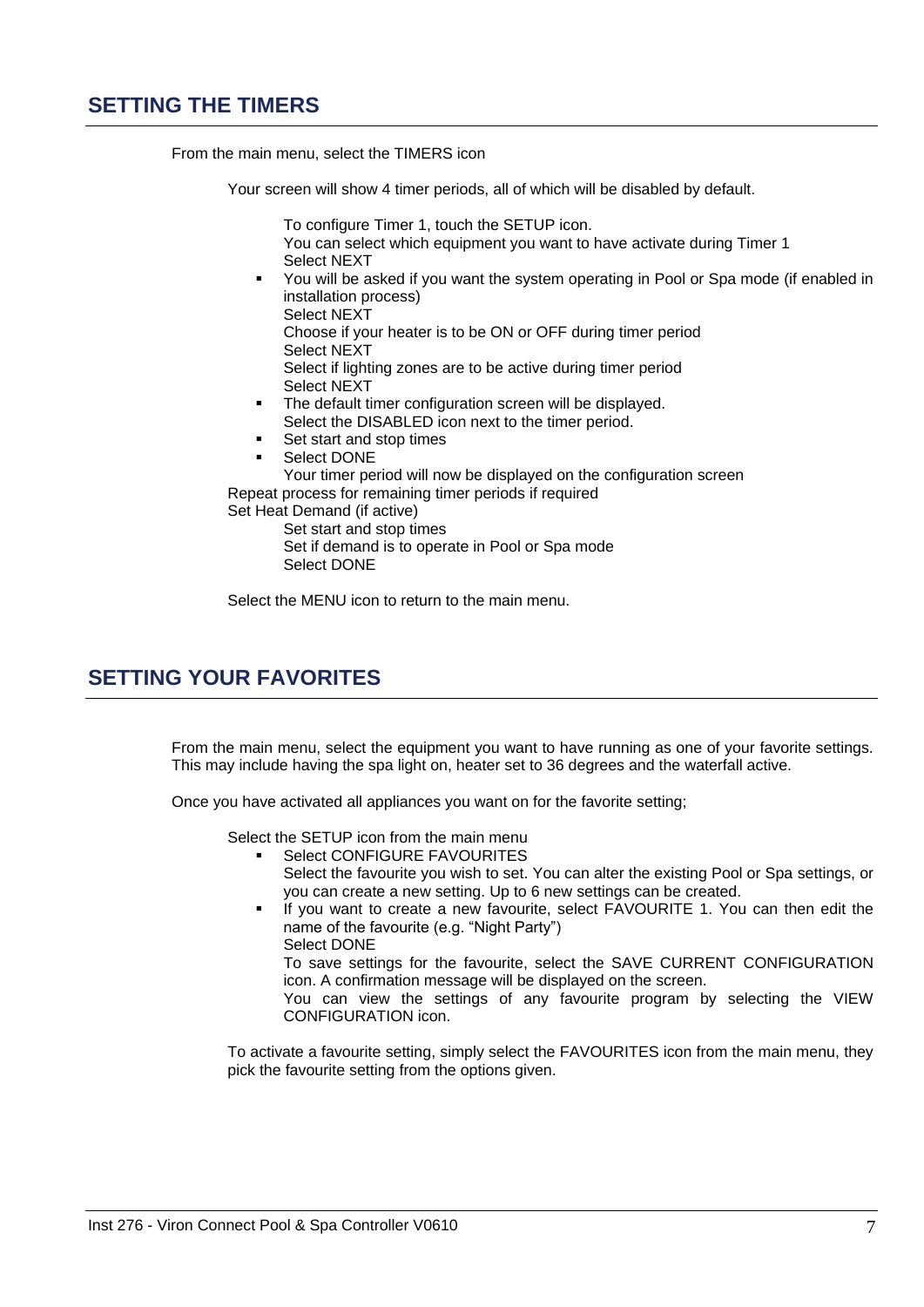## SETTING THE TIMERS

From the main menu, select the TIMERS icon

Your screen will show 4 timer periods, all of which will be disabled by default.

To configure Timer 1, touch the SETUP icon.
You can select which equipment you want to have activate during Timer 1
Select NEXT

- You will be asked if you want the system operating in Pool or Spa mode (if enabled in installation process)
  Select NEXT
  Choose if your heater is to be ON or OFF during timer period
  Select NEXT
  Select if lighting zones are to be active during timer period
  Select NEXT
- The default timer configuration screen will be displayed.
  Select the DISABLED icon next to the timer period.
- Set start and stop times
- Select DONE
  Your timer period will now be displayed on the configuration screen

Repeat process for remaining timer periods if required
Set Heat Demand (if active)

Set start and stop times
Set if demand is to operate in Pool or Spa mode
Select DONE

Select the MENU icon to return to the main menu.

## SETTING YOUR FAVORITES

From the main menu, select the equipment you want to have running as one of your favorite settings. This may include having the spa light on, heater set to 36 degrees and the waterfall active.

Once you have activated all appliances you want on for the favorite setting;

Select the SETUP icon from the main menu

- Select CONFIGURE FAVOURITES
  Select the favourite you wish to set. You can alter the existing Pool or Spa settings, or you can create a new setting. Up to 6 new settings can be created.
- If you want to create a new favourite, select FAVOURITE 1. You can then edit the name of the favourite (e.g. "Night Party")
  Select DONE
  To save settings for the favourite, select the SAVE CURRENT CONFIGURATION icon. A confirmation message will be displayed on the screen.
  You can view the settings of any favourite program by selecting the VIEW CONFIGURATION icon.

To activate a favourite setting, simply select the FAVOURITES icon from the main menu, they pick the favourite setting from the options given.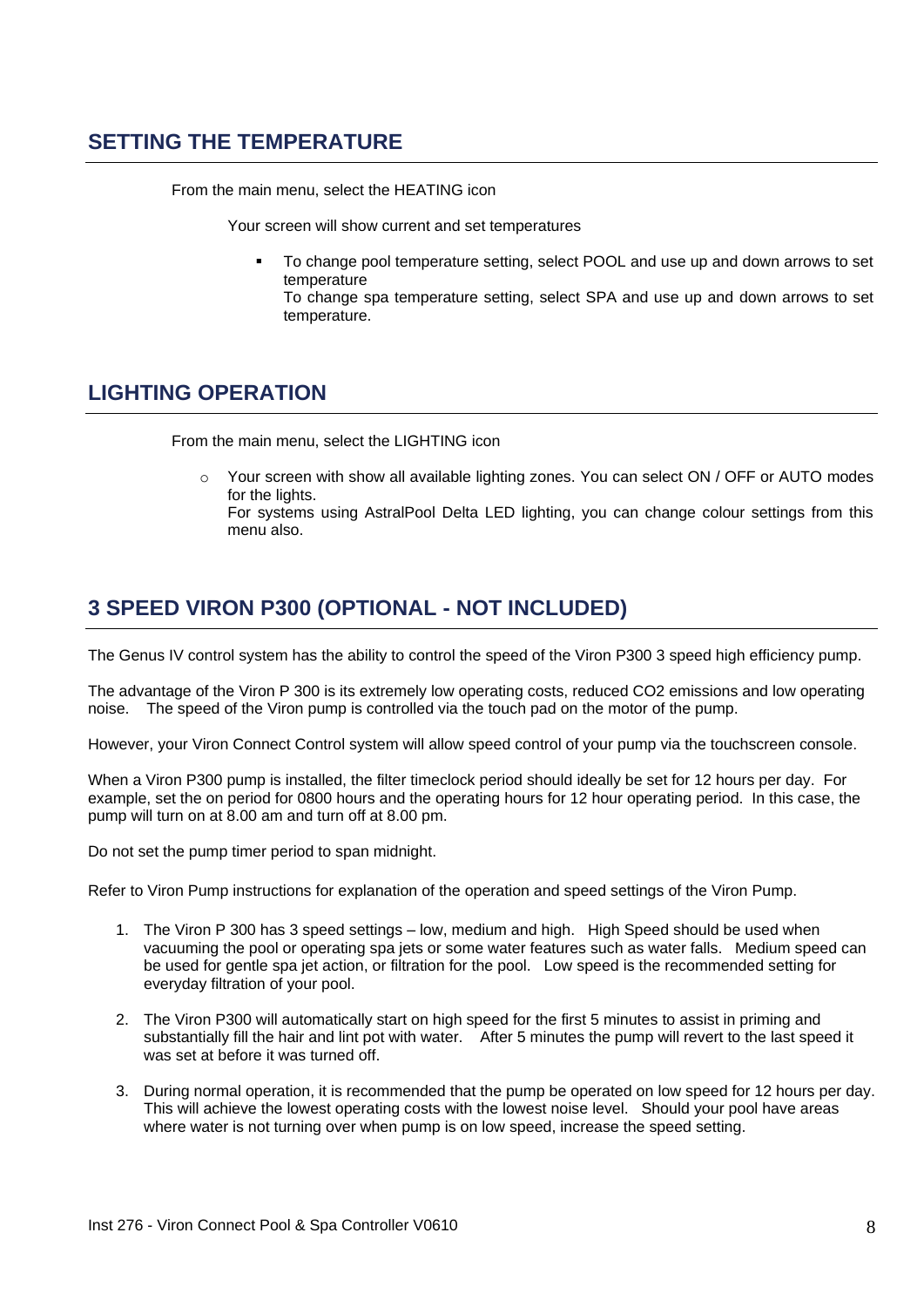## SETTING THE TEMPERATURE

From the main menu, select the HEATING icon

Your screen will show current and set temperatures

- To change pool temperature setting, select POOL and use up and down arrows to set temperature
  To change spa temperature setting, select SPA and use up and down arrows to set temperature.

## LIGHTING OPERATION

From the main menu, select the LIGHTING icon

- Your screen with show all available lighting zones. You can select ON / OFF or AUTO modes for the lights.
  For systems using AstralPool Delta LED lighting, you can change colour settings from this menu also.

## 3 SPEED VIRON P300 (OPTIONAL - NOT INCLUDED)

The Genus IV control system has the ability to control the speed of the Viron P300 3 speed high efficiency pump.

The advantage of the Viron P 300 is its extremely low operating costs, reduced CO2 emissions and low operating noise. The speed of the Viron pump is controlled via the touch pad on the motor of the pump.

However, your Viron Connect Control system will allow speed control of your pump via the touchscreen console.

When a Viron P300 pump is installed, the filter timeclock period should ideally be set for 12 hours per day. For example, set the on period for 0800 hours and the operating hours for 12 hour operating period. In this case, the pump will turn on at 8.00 am and turn off at 8.00 pm.

Do not set the pump timer period to span midnight.

Refer to Viron Pump instructions for explanation of the operation and speed settings of the Viron Pump.

1. The Viron P 300 has 3 speed settings – low, medium and high. High Speed should be used when vacuuming the pool or operating spa jets or some water features such as water falls. Medium speed can be used for gentle spa jet action, or filtration for the pool. Low speed is the recommended setting for everyday filtration of your pool.

2. The Viron P300 will automatically start on high speed for the first 5 minutes to assist in priming and substantially fill the hair and lint pot with water. After 5 minutes the pump will revert to the last speed it was set at before it was turned off.

3. During normal operation, it is recommended that the pump be operated on low speed for 12 hours per day. This will achieve the lowest operating costs with the lowest noise level. Should your pool have areas where water is not turning over when pump is on low speed, increase the speed setting.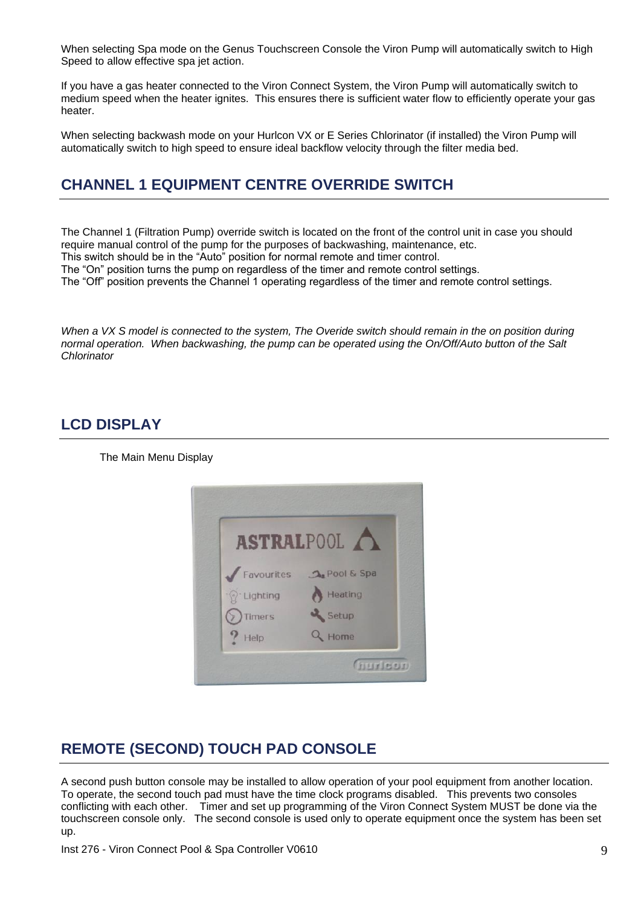When selecting Spa mode on the Genus Touchscreen Console the Viron Pump will automatically switch to High Speed to allow effective spa jet action.

If you have a gas heater connected to the Viron Connect System, the Viron Pump will automatically switch to medium speed when the heater ignites. This ensures there is sufficient water flow to efficiently operate your gas heater.

When selecting backwash mode on your Hurlcon VX or E Series Chlorinator (if installed) the Viron Pump will automatically switch to high speed to ensure ideal backflow velocity through the filter media bed.

## CHANNEL 1 EQUIPMENT CENTRE OVERRIDE SWITCH

The Channel 1 (Filtration Pump) override switch is located on the front of the control unit in case you should require manual control of the pump for the purposes of backwashing, maintenance, etc.
This switch should be in the “Auto” position for normal remote and timer control.
The “On” position turns the pump on regardless of the timer and remote control settings.
The “Off” position prevents the Channel 1 operating regardless of the timer and remote control settings.

*When a VX S model is connected to the system, The Overide switch should remain in the on position during normal operation. When backwashing, the pump can be operated using the On/Off/Auto button of the Salt Chlorinator*

## LCD DISPLAY

The Main Menu Display

## REMOTE (SECOND) TOUCH PAD CONSOLE

A second push button console may be installed to allow operation of your pool equipment from another location. To operate, the second touch pad must have the time clock programs disabled. This prevents two consoles conflicting with each other. Timer and set up programming of the Viron Connect System MUST be done via the touchscreen console only. The second console is used only to operate equipment once the system has been set up.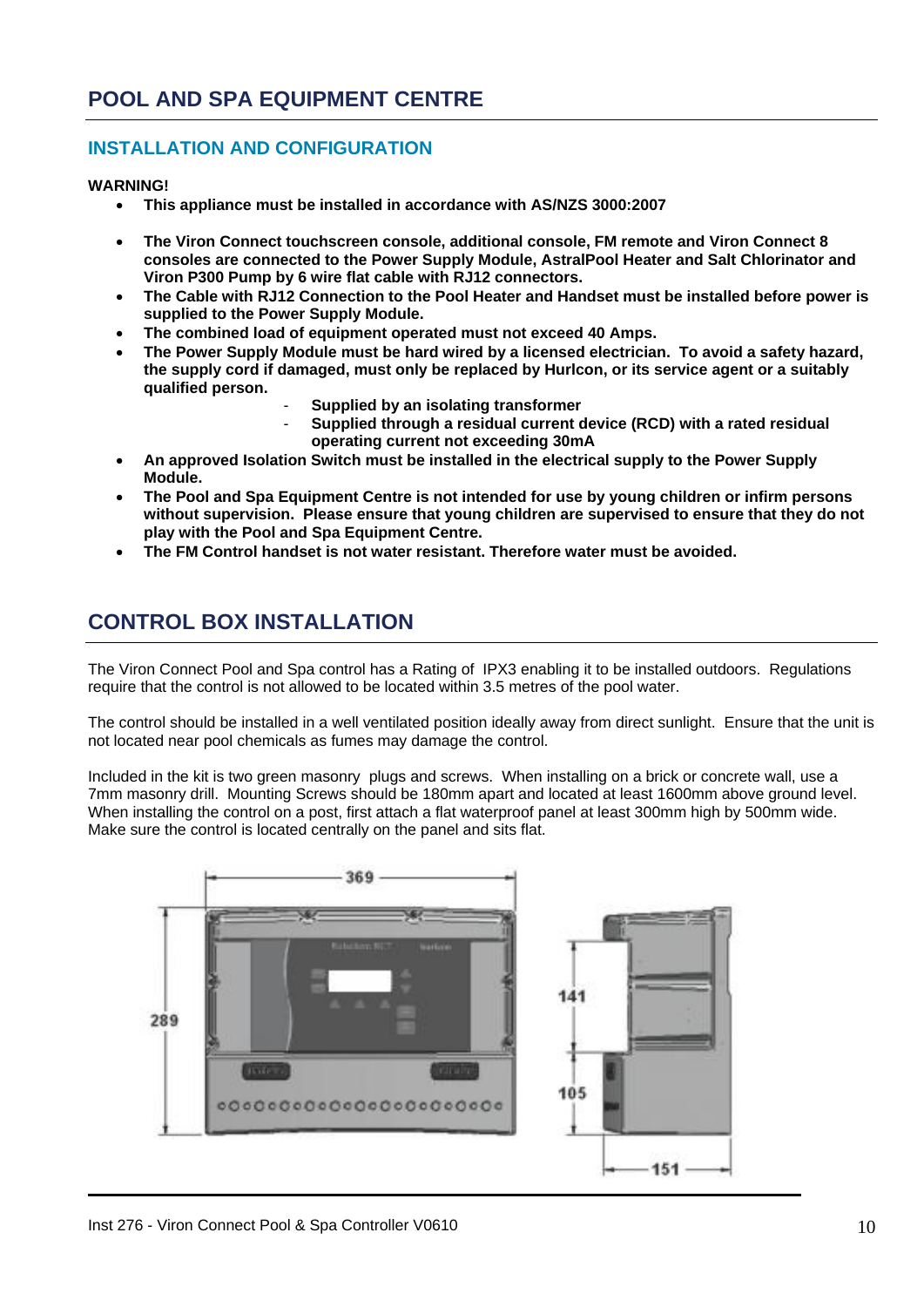# POOL AND SPA EQUIPMENT CENTRE

## INSTALLATION AND CONFIGURATION

**WARNING!**

- **This appliance must be installed in accordance with AS/NZS 3000:2007**
- **The Viron Connect touchscreen console, additional console, FM remote and Viron Connect 8 consoles are connected to the Power Supply Module, AstralPool Heater and Salt Chlorinator and Viron P300 Pump by 6 wire flat cable with RJ12 connectors.**
- **The Cable with RJ12 Connection to the Pool Heater and Handset must be installed before power is supplied to the Power Supply Module.**
- **The combined load of equipment operated must not exceed 40 Amps.**
- **The Power Supply Module must be hard wired by a licensed electrician. To avoid a safety hazard, the supply cord if damaged, must only be replaced by Hurlcon, or its service agent or a suitably qualified person.**
  - **Supplied by an isolating transformer**
  - **Supplied through a residual current device (RCD) with a rated residual operating current not exceeding 30mA**
- **An approved Isolation Switch must be installed in the electrical supply to the Power Supply Module.**
- **The Pool and Spa Equipment Centre is not intended for use by young children or infirm persons without supervision. Please ensure that young children are supervised to ensure that they do not play with the Pool and Spa Equipment Centre.**
- **The FM Control handset is not water resistant. Therefore water must be avoided.**

# CONTROL BOX INSTALLATION

The Viron Connect Pool and Spa control has a Rating of IPX3 enabling it to be installed outdoors. Regulations require that the control is not allowed to be located within 3.5 metres of the pool water.

The control should be installed in a well ventilated position ideally away from direct sunlight. Ensure that the unit is not located near pool chemicals as fumes may damage the control.

Included in the kit is two green masonry plugs and screws. When installing on a brick or concrete wall, use a 7mm masonry drill. Mounting Screws should be 180mm apart and located at least 1600mm above ground level. When installing the control on a post, first attach a flat waterproof panel at least 300mm high by 500mm wide. Make sure the control is located centrally on the panel and sits flat.

369

289

141

105

151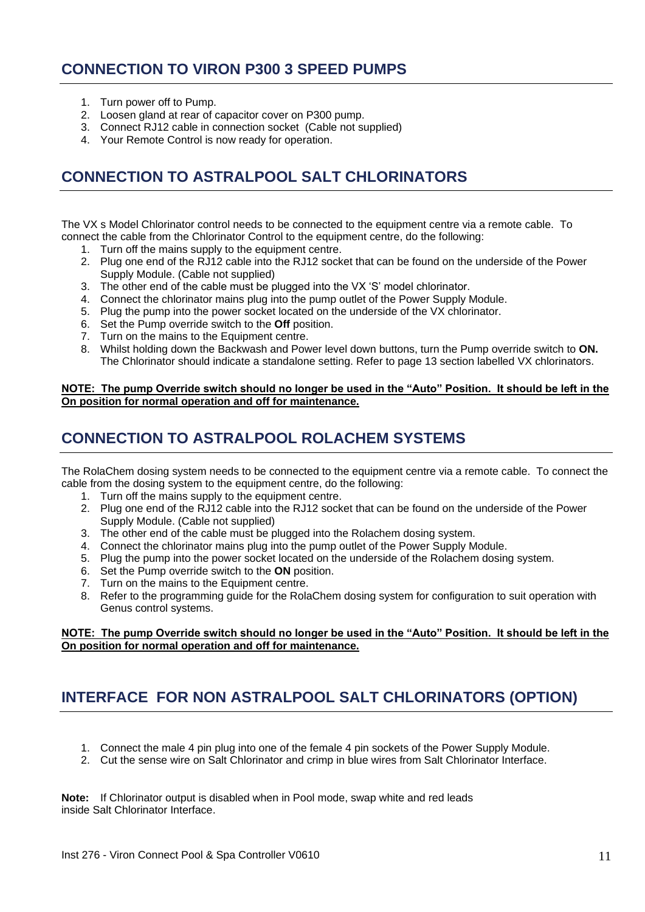## CONNECTION TO VIRON P300 3 SPEED PUMPS

1. Turn power off to Pump.
2. Loosen gland at rear of capacitor cover on P300 pump.
3. Connect RJ12 cable in connection socket (Cable not supplied)
4. Your Remote Control is now ready for operation.

## CONNECTION TO ASTRALPOOL SALT CHLORINATORS

The VX s Model Chlorinator control needs to be connected to the equipment centre via a remote cable. To connect the cable from the Chlorinator Control to the equipment centre, do the following:

1. Turn off the mains supply to the equipment centre.
2. Plug one end of the RJ12 cable into the RJ12 socket that can be found on the underside of the Power Supply Module. (Cable not supplied)
3. The other end of the cable must be plugged into the VX 'S' model chlorinator.
4. Connect the chlorinator mains plug into the pump outlet of the Power Supply Module.
5. Plug the pump into the power socket located on the underside of the VX chlorinator.
6. Set the Pump override switch to the **Off** position.
7. Turn on the mains to the Equipment centre.
8. Whilst holding down the Backwash and Power level down buttons, turn the Pump override switch to **ON.** The Chlorinator should indicate a standalone setting. Refer to page 13 section labelled VX chlorinators.

**NOTE: The pump Override switch should no longer be used in the "Auto" Position. It should be left in the On position for normal operation and off for maintenance.**

## CONNECTION TO ASTRALPOOL ROLACHEM SYSTEMS

The RolaChem dosing system needs to be connected to the equipment centre via a remote cable. To connect the cable from the dosing system to the equipment centre, do the following:

1. Turn off the mains supply to the equipment centre.
2. Plug one end of the RJ12 cable into the RJ12 socket that can be found on the underside of the Power Supply Module. (Cable not supplied)
3. The other end of the cable must be plugged into the Rolachem dosing system.
4. Connect the chlorinator mains plug into the pump outlet of the Power Supply Module.
5. Plug the pump into the power socket located on the underside of the Rolachem dosing system.
6. Set the Pump override switch to the **ON** position.
7. Turn on the mains to the Equipment centre.
8. Refer to the programming guide for the RolaChem dosing system for configuration to suit operation with Genus control systems.

**NOTE: The pump Override switch should no longer be used in the "Auto" Position. It should be left in the On position for normal operation and off for maintenance.**

## INTERFACE FOR NON ASTRALPOOL SALT CHLORINATORS (OPTION)

1. Connect the male 4 pin plug into one of the female 4 pin sockets of the Power Supply Module.
2. Cut the sense wire on Salt Chlorinator and crimp in blue wires from Salt Chlorinator Interface.

**Note:** If Chlorinator output is disabled when in Pool mode, swap white and red leads inside Salt Chlorinator Interface.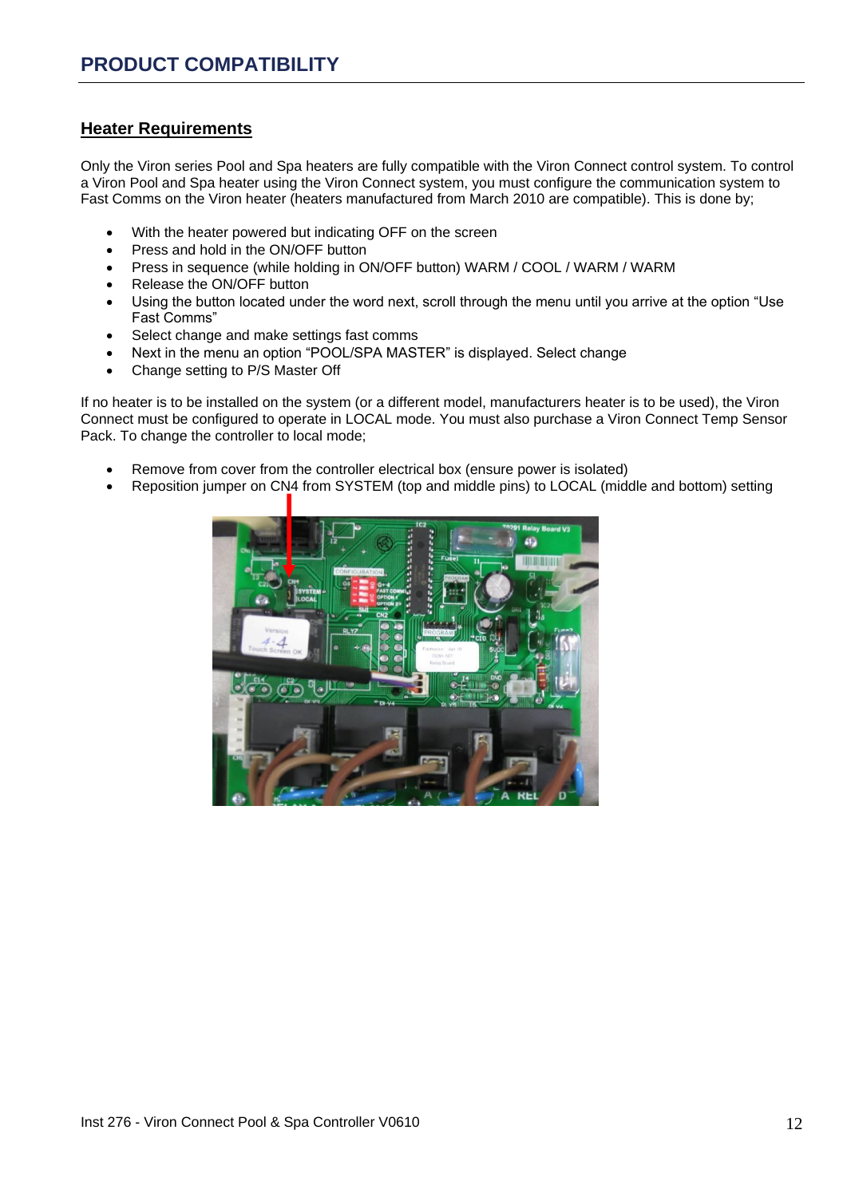## PRODUCT COMPATIBILITY

### Heater Requirements

Only the Viron series Pool and Spa heaters are fully compatible with the Viron Connect control system. To control a Viron Pool and Spa heater using the Viron Connect system, you must configure the communication system to Fast Comms on the Viron heater (heaters manufactured from March 2010 are compatible). This is done by;

- With the heater powered but indicating OFF on the screen
- Press and hold in the ON/OFF button
- Press in sequence (while holding in ON/OFF button) WARM / COOL / WARM / WARM
- Release the ON/OFF button
- Using the button located under the word next, scroll through the menu until you arrive at the option "Use Fast Comms"
- Select change and make settings fast comms
- Next in the menu an option "POOL/SPA MASTER" is displayed. Select change
- Change setting to P/S Master Off

If no heater is to be installed on the system (or a different model, manufacturers heater is to be used), the Viron Connect must be configured to operate in LOCAL mode. You must also purchase a Viron Connect Temp Sensor Pack. To change the controller to local mode;

- Remove from cover from the controller electrical box (ensure power is isolated)
- Reposition jumper on CN4 from SYSTEM (top and middle pins) to LOCAL (middle and bottom) setting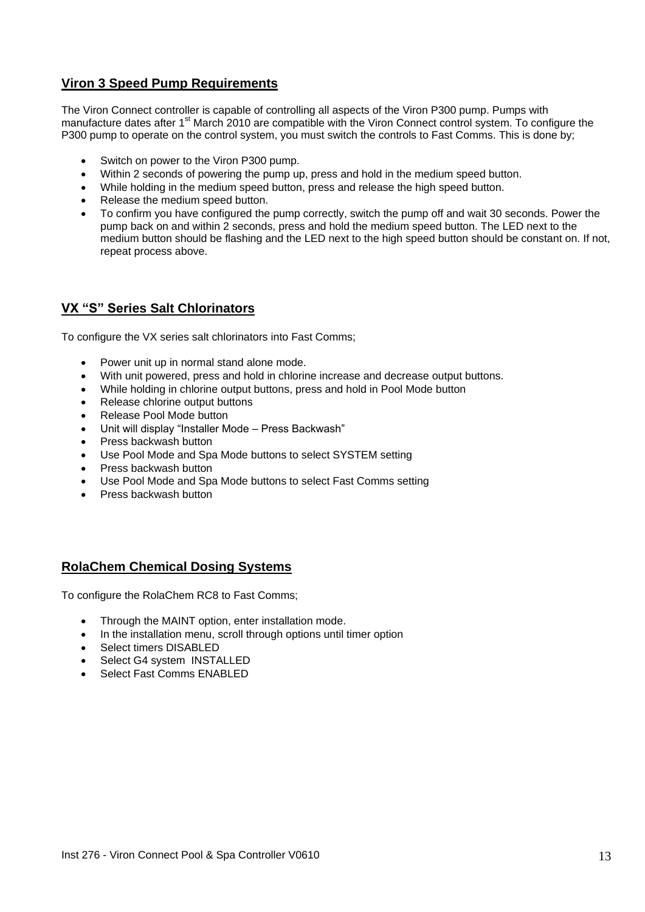## Viron 3 Speed Pump Requirements

The Viron Connect controller is capable of controlling all aspects of the Viron P300 pump. Pumps with manufacture dates after 1st March 2010 are compatible with the Viron Connect control system. To configure the P300 pump to operate on the control system, you must switch the controls to Fast Comms. This is done by;

- Switch on power to the Viron P300 pump.
- Within 2 seconds of powering the pump up, press and hold in the medium speed button.
- While holding in the medium speed button, press and release the high speed button.
- Release the medium speed button.
- To confirm you have configured the pump correctly, switch the pump off and wait 30 seconds. Power the pump back on and within 2 seconds, press and hold the medium speed button. The LED next to the medium button should be flashing and the LED next to the high speed button should be constant on. If not, repeat process above.

## VX "S" Series Salt Chlorinators

To configure the VX series salt chlorinators into Fast Comms;

- Power unit up in normal stand alone mode.
- With unit powered, press and hold in chlorine increase and decrease output buttons.
- While holding in chlorine output buttons, press and hold in Pool Mode button
- Release chlorine output buttons
- Release Pool Mode button
- Unit will display "Installer Mode – Press Backwash"
- Press backwash button
- Use Pool Mode and Spa Mode buttons to select SYSTEM setting
- Press backwash button
- Use Pool Mode and Spa Mode buttons to select Fast Comms setting
- Press backwash button

## RolaChem Chemical Dosing Systems

To configure the RolaChem RC8 to Fast Comms;

- Through the MAINT option, enter installation mode.
- In the installation menu, scroll through options until timer option
- Select timers DISABLED
- Select G4 system INSTALLED
- Select Fast Comms ENABLED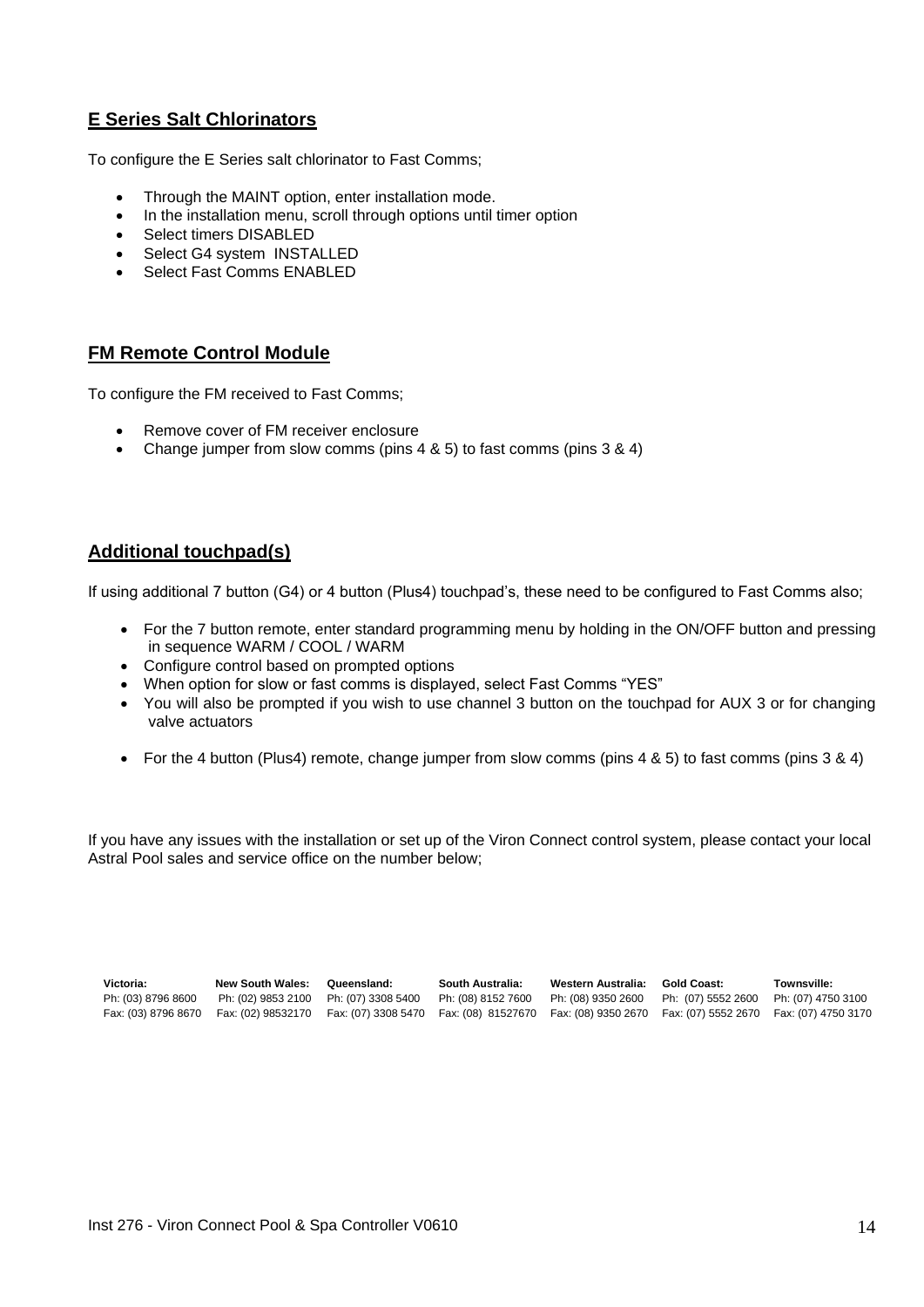## E Series Salt Chlorinators

To configure the E Series salt chlorinator to Fast Comms;

- Through the MAINT option, enter installation mode.
- In the installation menu, scroll through options until timer option
- Select timers DISABLED
- Select G4 system INSTALLED
- Select Fast Comms ENABLED

## FM Remote Control Module

To configure the FM received to Fast Comms;

- Remove cover of FM receiver enclosure
- Change jumper from slow comms (pins 4 & 5) to fast comms (pins 3 & 4)

## Additional touchpad(s)

If using additional 7 button (G4) or 4 button (Plus4) touchpad's, these need to be configured to Fast Comms also;

- For the 7 button remote, enter standard programming menu by holding in the ON/OFF button and pressing in sequence WARM / COOL / WARM
- Configure control based on prompted options
- When option for slow or fast comms is displayed, select Fast Comms "YES"
- You will also be prompted if you wish to use channel 3 button on the touchpad for AUX 3 or for changing valve actuators

- For the 4 button (Plus4) remote, change jumper from slow comms (pins 4 & 5) to fast comms (pins 3 & 4)

If you have any issues with the installation or set up of the Viron Connect control system, please contact your local Astral Pool sales and service office on the number below;

| Victoria: | New South Wales: | Queensland: | South Australia: | Western Australia: | Gold Coast: | Townsville: |
|---|---|---|---|---|---|---|
| Ph: (03) 8796 8600 | Ph: (02) 9853 2100 | Ph: (07) 3308 5400 | Ph: (08) 8152 7600 | Ph: (08) 9350 2600 | Ph: (07) 5552 2600 | Ph: (07) 4750 3100 |
| Fax: (03) 8796 8670 | Fax: (02) 98532170 | Fax: (07) 3308 5470 | Fax: (08) 81527670 | Fax: (08) 9350 2670 | Fax: (07) 5552 2670 | Fax: (07) 4750 3170 |

Inst 276 - Viron Connect Pool & Spa Controller V0610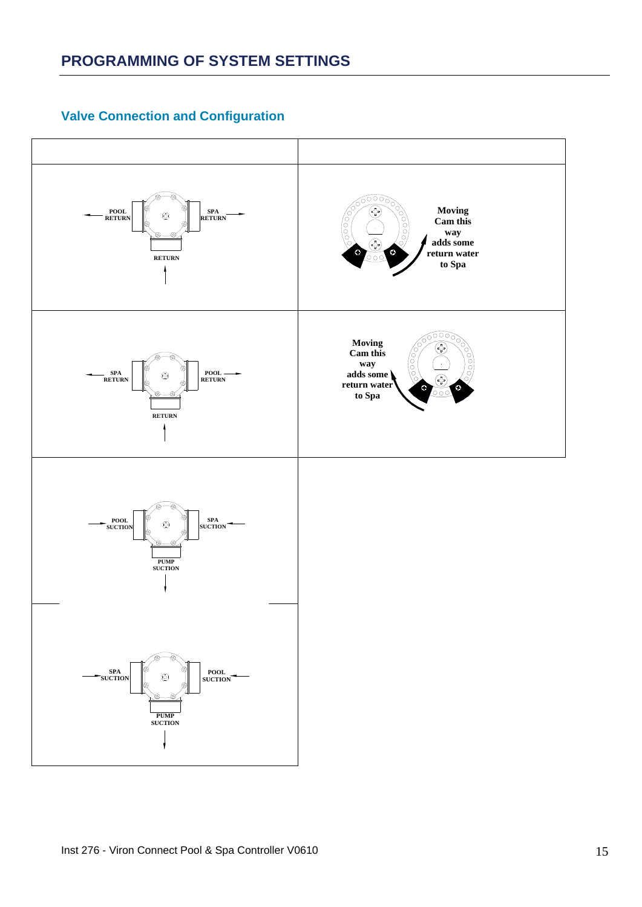# PROGRAMMING OF SYSTEM SETTINGS

## Valve Connection and Configuration

| | |
|---|---|
| POOL RETURN ← → SPA RETURN; RETURN ↑ | Moving Cam this way adds some return water to Spa |
| SPA RETURN ← → POOL RETURN; RETURN ↑ | Moving Cam this way adds some return water to Spa |
| POOL SUCTION → ← SPA SUCTION; PUMP SUCTION ↓ | |
| SPA SUCTION → ← POOL SUCTION; PUMP SUCTION ↓ | |

Inst 276 - Viron Connect Pool & Spa Controller V0610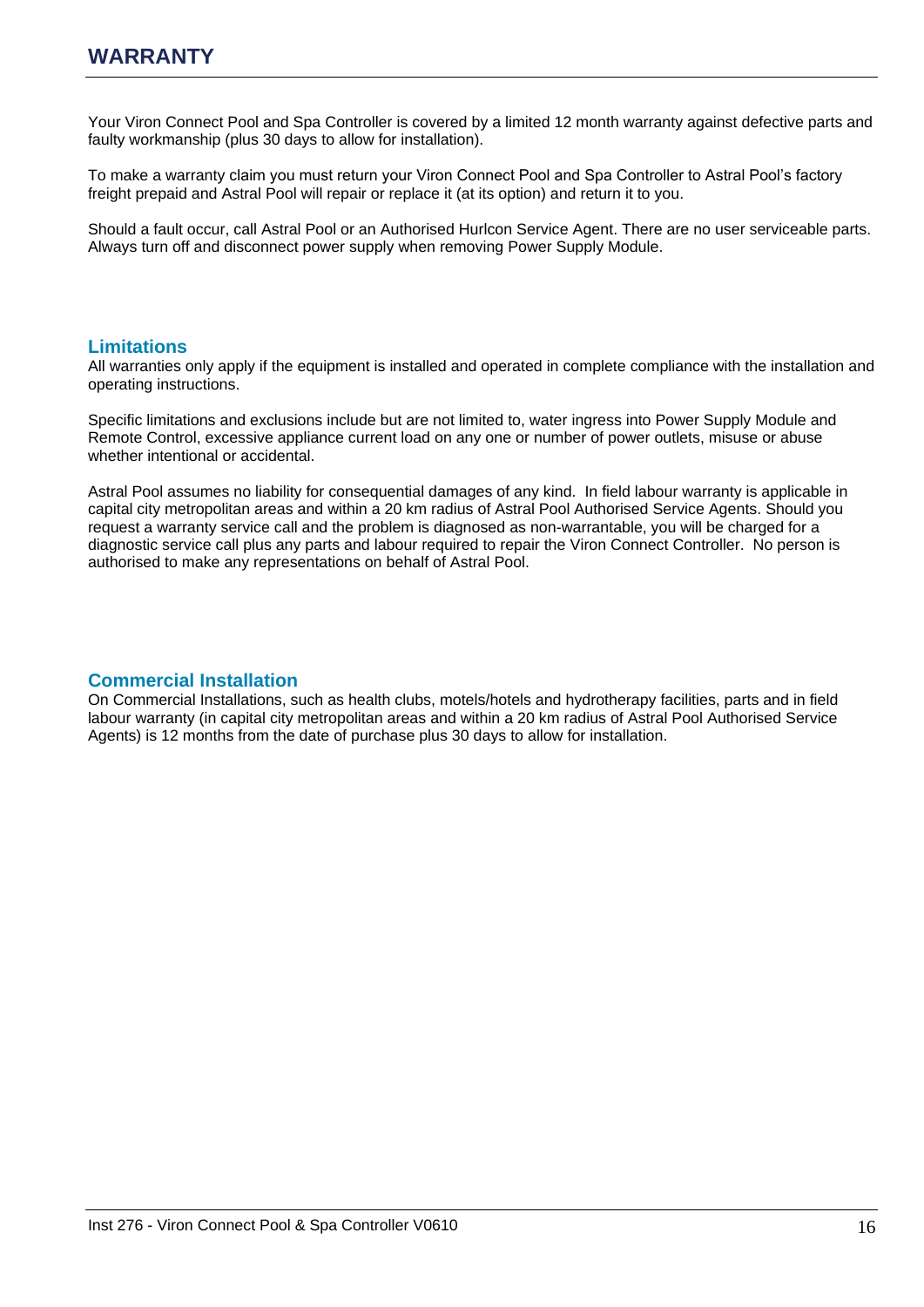# WARRANTY

Your Viron Connect Pool and Spa Controller is covered by a limited 12 month warranty against defective parts and faulty workmanship (plus 30 days to allow for installation).

To make a warranty claim you must return your Viron Connect Pool and Spa Controller to Astral Pool's factory freight prepaid and Astral Pool will repair or replace it (at its option) and return it to you.

Should a fault occur, call Astral Pool or an Authorised Hurlcon Service Agent. There are no user serviceable parts. Always turn off and disconnect power supply when removing Power Supply Module.

## Limitations

All warranties only apply if the equipment is installed and operated in complete compliance with the installation and operating instructions.

Specific limitations and exclusions include but are not limited to, water ingress into Power Supply Module and Remote Control, excessive appliance current load on any one or number of power outlets, misuse or abuse whether intentional or accidental.

Astral Pool assumes no liability for consequential damages of any kind. In field labour warranty is applicable in capital city metropolitan areas and within a 20 km radius of Astral Pool Authorised Service Agents. Should you request a warranty service call and the problem is diagnosed as non-warrantable, you will be charged for a diagnostic service call plus any parts and labour required to repair the Viron Connect Controller. No person is authorised to make any representations on behalf of Astral Pool.

## Commercial Installation

On Commercial Installations, such as health clubs, motels/hotels and hydrotherapy facilities, parts and in field labour warranty (in capital city metropolitan areas and within a 20 km radius of Astral Pool Authorised Service Agents) is 12 months from the date of purchase plus 30 days to allow for installation.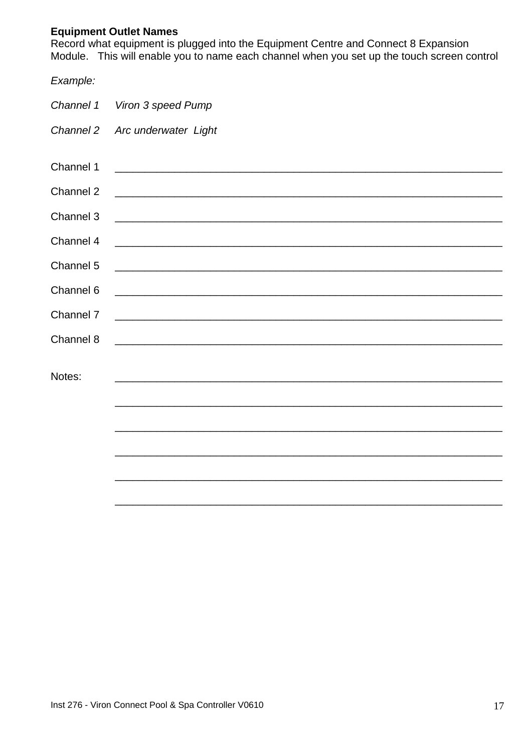**Equipment Outlet Names**

Record what equipment is plugged into the Equipment Centre and Connect 8 Expansion Module. This will enable you to name each channel when you set up the touch screen control

*Example:*

*Channel 1* *Viron 3 speed Pump*

*Channel 2* *Arc underwater Light*

Channel 1 ____________________________________________________________

Channel 2 ____________________________________________________________

Channel 3 ____________________________________________________________

Channel 4 ____________________________________________________________

Channel 5 ____________________________________________________________

Channel 6 ____________________________________________________________

Channel 7 ____________________________________________________________

Channel 8 ____________________________________________________________

Notes: ____________________________________________________________

____________________________________________________________

____________________________________________________________

____________________________________________________________

____________________________________________________________

____________________________________________________________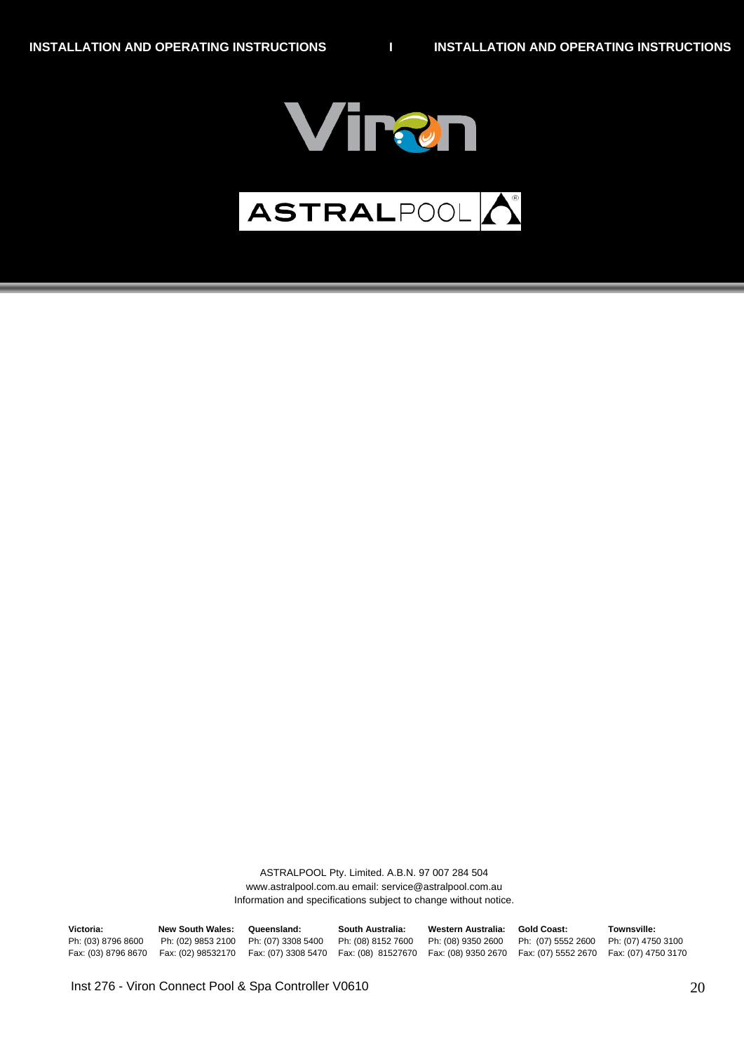ASTRALPOOL Pty. Limited. A.B.N. 97 007 284 504
www.astralpool.com.au email: service@astralpool.com.au
Information and specifications subject to change without notice.

| Victoria: | New South Wales: | Queensland: | South Australia: | Western Australia: | Gold Coast: | Townsville: |
|---|---|---|---|---|---|---|
| Ph: (03) 8796 8600 | Ph: (02) 9853 2100 | Ph: (07) 3308 5400 | Ph: (08) 8152 7600 | Ph: (08) 9350 2600 | Ph: (07) 5552 2600 | Ph: (07) 4750 3100 |
| Fax: (03) 8796 8670 | Fax: (02) 98532170 | Fax: (07) 3308 5470 | Fax: (08) 81527670 | Fax: (08) 9350 2670 | Fax: (07) 5552 2670 | Fax: (07) 4750 3170 |

Inst 276 - Viron Connect Pool & Spa Controller V0610